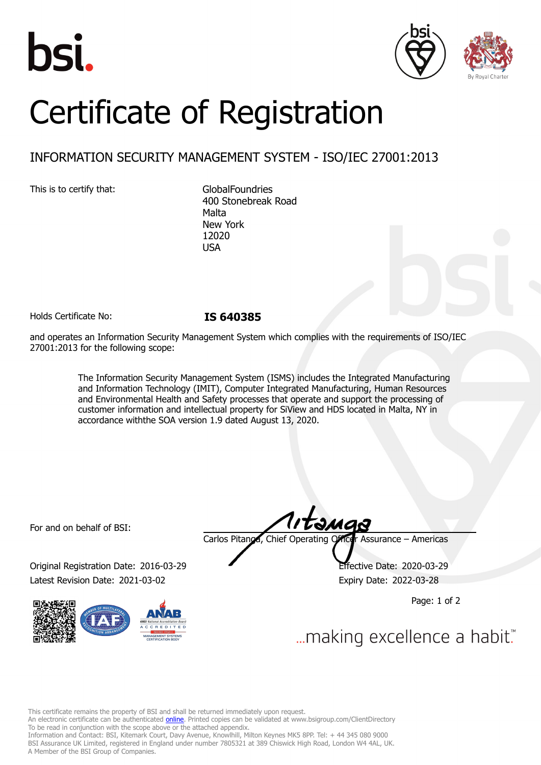bsi.

# Certificate of Registration

## INFORMATION SECURITY MANAGEMENT SYSTEM - ISO/IEC 27001:2013

This is to certify that:

GlobalFoundries
400 Stonebreak Road
Malta
New York
12020
USA

Holds Certificate No: **IS 640385**

and operates an Information Security Management System which complies with the requirements of ISO/IEC 27001:2013 for the following scope:

> The Information Security Management System (ISMS) includes the Integrated Manufacturing and Information Technology (IMIT), Computer Integrated Manufacturing, Human Resources and Environmental Health and Safety processes that operate and support the processing of customer information and intellectual property for SiView and HDS located in Malta, NY in accordance withthe SOA version 1.9 dated August 13, 2020.

For and on behalf of BSI:

Carlos Pitanga, Chief Operating Officer Assurance – Americas

Original Registration Date: 2016-03-29
Effective Date: 2020-03-29
Latest Revision Date: 2021-03-02
Expiry Date: 2022-03-28

...making excellence a habit.™

This certificate remains the property of BSI and shall be returned immediately upon request.
An electronic certificate can be authenticated online. Printed copies can be validated at www.bsigroup.com/ClientDirectory
To be read in conjunction with the scope above or the attached appendix.
Information and Contact: BSI, Kitemark Court, Davy Avenue, Knowlhill, Milton Keynes MK5 8PP. Tel: + 44 345 080 9000
BSI Assurance UK Limited, registered in England under number 7805321 at 389 Chiswick High Road, London W4 4AL, UK.
A Member of the BSI Group of Companies.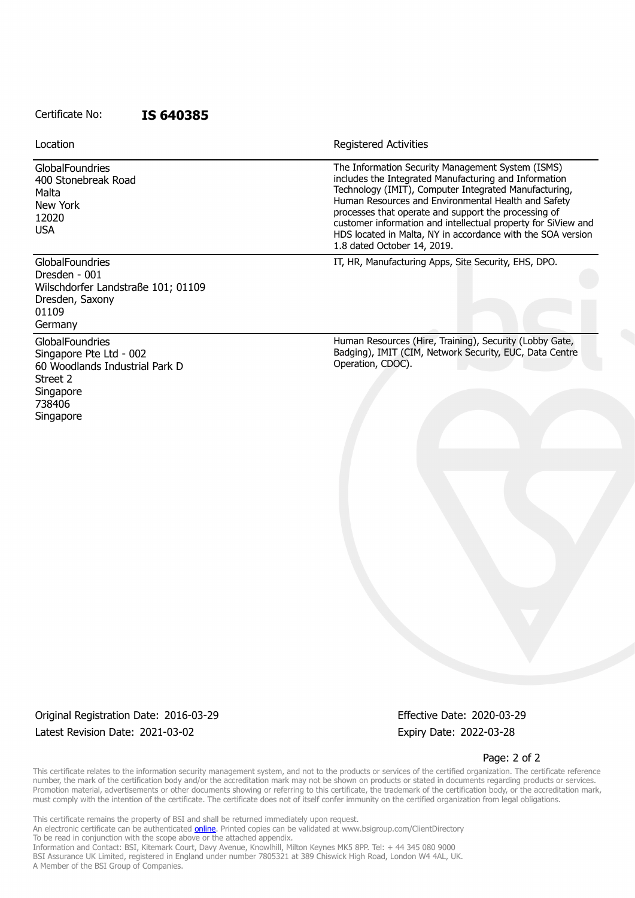Certificate No: **IS 640385**

| Location | Registered Activities |
| --- | --- |
| GlobalFoundries<br>400 Stonebreak Road<br>Malta<br>New York<br>12020<br>USA | The Information Security Management System (ISMS) includes the Integrated Manufacturing and Information Technology (IMIT), Computer Integrated Manufacturing, Human Resources and Environmental Health and Safety processes that operate and support the processing of customer information and intellectual property for SiView and HDS located in Malta, NY in accordance with the SOA version 1.8 dated October 14, 2019. |
| GlobalFoundries<br>Dresden - 001<br>Wilschdorfer Landstraße 101; 01109<br>Dresden, Saxony<br>01109<br>Germany | IT, HR, Manufacturing Apps, Site Security, EHS, DPO. |
| GlobalFoundries<br>Singapore Pte Ltd - 002<br>60 Woodlands Industrial Park D<br>Street 2<br>Singapore<br>738406<br>Singapore | Human Resources (Hire, Training), Security (Lobby Gate, Badging), IMIT (CIM, Network Security, EUC, Data Centre Operation, CDOC). |

Original Registration Date: 2016-03-29
Latest Revision Date: 2021-03-02

Effective Date: 2020-03-29
Expiry Date: 2022-03-28

This certificate relates to the information security management system, and not to the products or services of the certified organization. The certificate reference number, the mark of the certification body and/or the accreditation mark may not be shown on products or stated in documents regarding products or services. Promotion material, advertisements or other documents showing or referring to this certificate, the trademark of the certification body, or the accreditation mark, must comply with the intention of the certificate. The certificate does not of itself confer immunity on the certified organization from legal obligations.

This certificate remains the property of BSI and shall be returned immediately upon request.
An electronic certificate can be authenticated online. Printed copies can be validated at www.bsigroup.com/ClientDirectory
To be read in conjunction with the scope above or the attached appendix.
Information and Contact: BSI, Kitemark Court, Davy Avenue, Knowlhill, Milton Keynes MK5 8PP. Tel: + 44 345 080 9000
BSI Assurance UK Limited, registered in England under number 7805321 at 389 Chiswick High Road, London W4 4AL, UK.
A Member of the BSI Group of Companies.